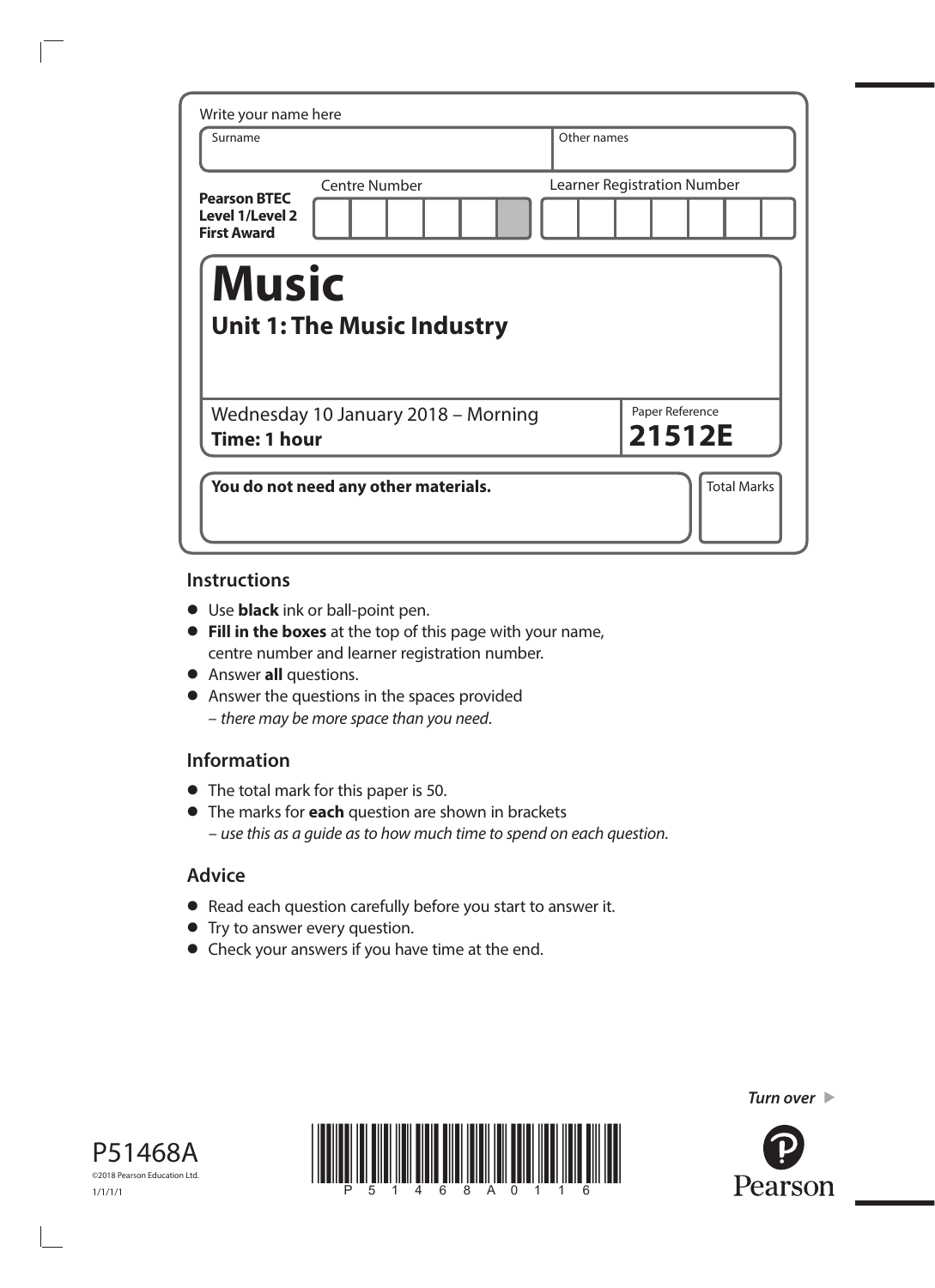Write your name here

| Surname | Other names |
|---|---|
| | |

**Pearson BTEC Level 1/Level 2 First Award**

| Centre Number | Learner Registration Number |
|---|---|
| | |

# Music

## Unit 1: The Music Industry

Wednesday 10 January 2018 – Morning
**Time: 1 hour**

Paper Reference **21512E**

**You do not need any other materials.**

Total Marks

## Instructions

- Use **black** ink or ball-point pen.
- **Fill in the boxes** at the top of this page with your name, centre number and learner registration number.
- Answer **all** questions.
- Answer the questions in the spaces provided – *there may be more space than you need*.

## Information

- The total mark for this paper is 50.
- The marks for **each** question are shown in brackets – *use this as a guide as to how much time to spend on each question.*

## Advice

- Read each question carefully before you start to answer it.
- Try to answer every question.
- Check your answers if you have time at the end.

*Turn over*

P51468A
©2018 Pearson Education Ltd.
1/1/1/1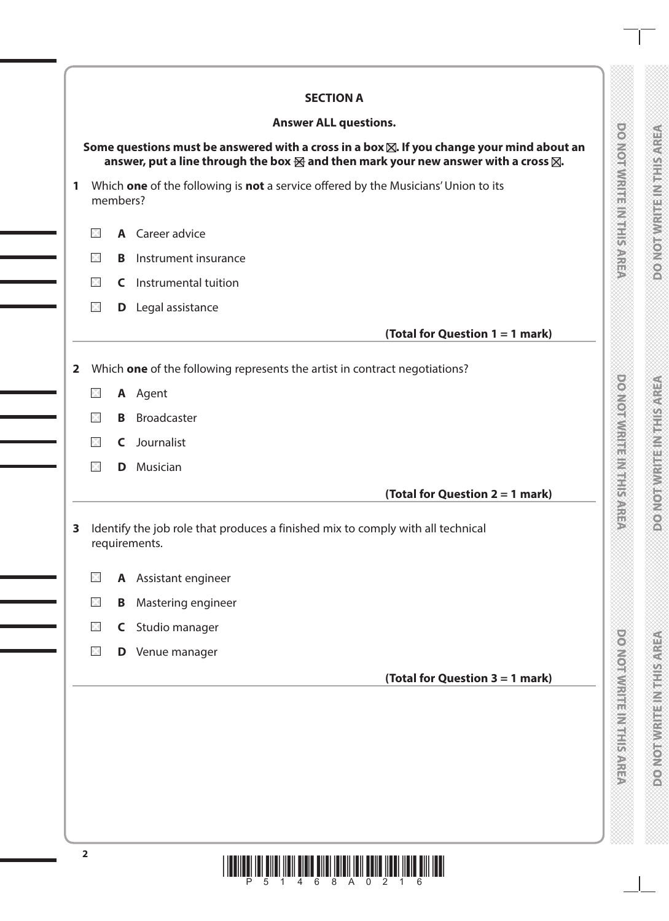## SECTION A

**Answer ALL questions.**

**Some questions must be answered with a cross in a box ☒. If you change your mind about an answer, put a line through the box ☒ and then mark your new answer with a cross ☒.**

**1** Which **one** of the following is **not** a service offered by the Musicians' Union to its members?

- ☐ **A** Career advice
- ☐ **B** Instrument insurance
- ☐ **C** Instrumental tuition
- ☐ **D** Legal assistance

**(Total for Question 1 = 1 mark)**

**2** Which **one** of the following represents the artist in contract negotiations?

- ☐ **A** Agent
- ☐ **B** Broadcaster
- ☐ **C** Journalist
- ☐ **D** Musician

**(Total for Question 2 = 1 mark)**

**3** Identify the job role that produces a finished mix to comply with all technical requirements.

- ☐ **A** Assistant engineer
- ☐ **B** Mastering engineer
- ☐ **C** Studio manager
- ☐ **D** Venue manager

**(Total for Question 3 = 1 mark)**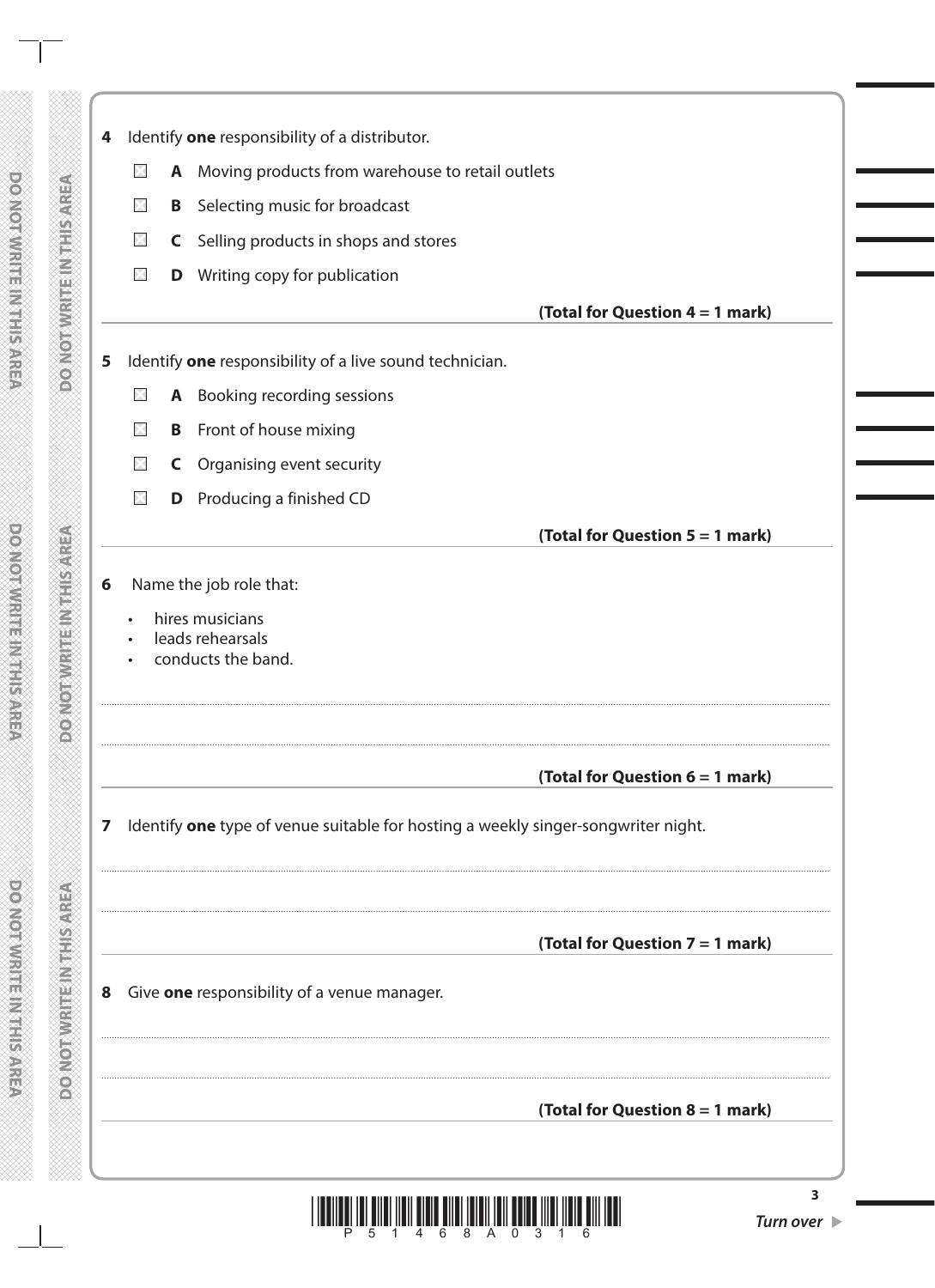**4** Identify **one** responsibility of a distributor.

- ☐ **A** Moving products from warehouse to retail outlets
- ☐ **B** Selecting music for broadcast
- ☐ **C** Selling products in shops and stores
- ☐ **D** Writing copy for publication

**(Total for Question 4 = 1 mark)**

**5** Identify **one** responsibility of a live sound technician.

- ☐ **A** Booking recording sessions
- ☐ **B** Front of house mixing
- ☐ **C** Organising event security
- ☐ **D** Producing a finished CD

**(Total for Question 5 = 1 mark)**

**6** Name the job role that:

- hires musicians
- leads rehearsals
- conducts the band.

.......................................................................................................................................................

.......................................................................................................................................................

**(Total for Question 6 = 1 mark)**

**7** Identify **one** type of venue suitable for hosting a weekly singer-songwriter night.

.......................................................................................................................................................

.......................................................................................................................................................

**(Total for Question 7 = 1 mark)**

**8** Give **one** responsibility of a venue manager.

.......................................................................................................................................................

.......................................................................................................................................................

**(Total for Question 8 = 1 mark)**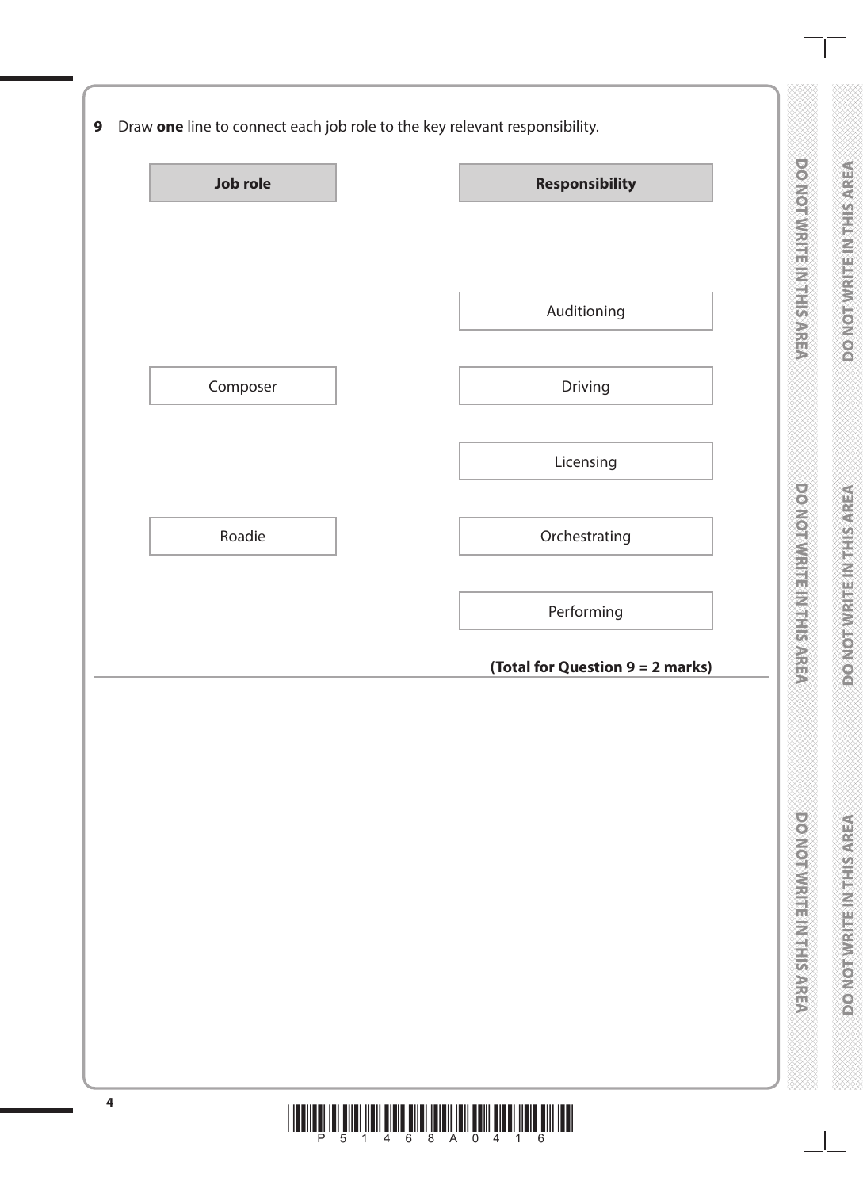**9** Draw **one** line to connect each job role to the key relevant responsibility.

| Job role | Responsibility |
|---|---|
| | Auditioning |
| Composer | Driving |
| | Licensing |
| Roadie | Orchestrating |
| | Performing |

**(Total for Question 9 = 2 marks)**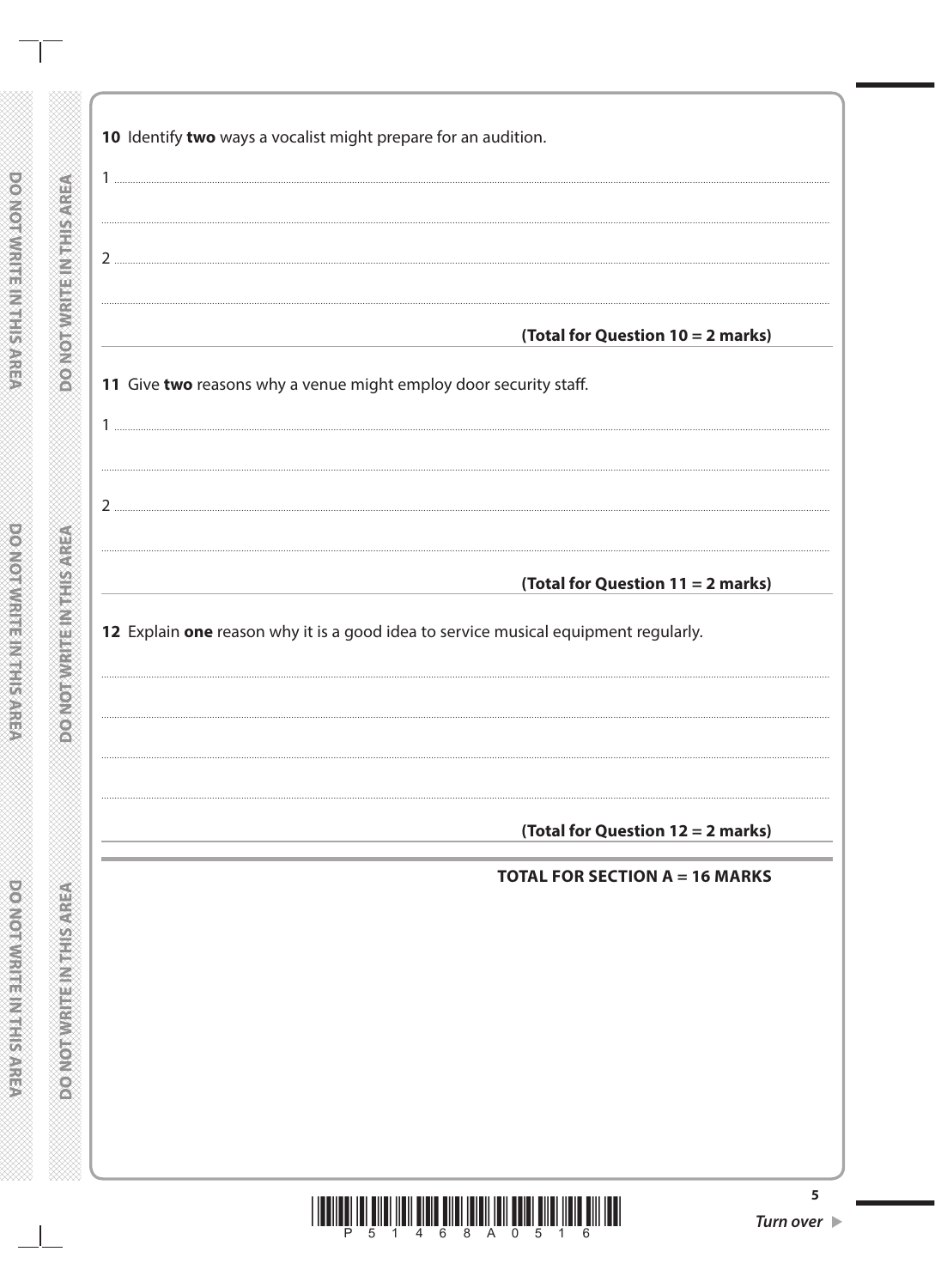**10** Identify **two** ways a vocalist might prepare for an audition.

1 ..............................................................................................................................................

..............................................................................................................................................

2 ..............................................................................................................................................

..............................................................................................................................................

**(Total for Question 10 = 2 marks)**

**11** Give **two** reasons why a venue might employ door security staff.

1 ..............................................................................................................................................

..............................................................................................................................................

2 ..............................................................................................................................................

..............................................................................................................................................

**(Total for Question 11 = 2 marks)**

**12** Explain **one** reason why it is a good idea to service musical equipment regularly.

..............................................................................................................................................

..............................................................................................................................................

..............................................................................................................................................

..............................................................................................................................................

**(Total for Question 12 = 2 marks)**

**TOTAL FOR SECTION A = 16 MARKS**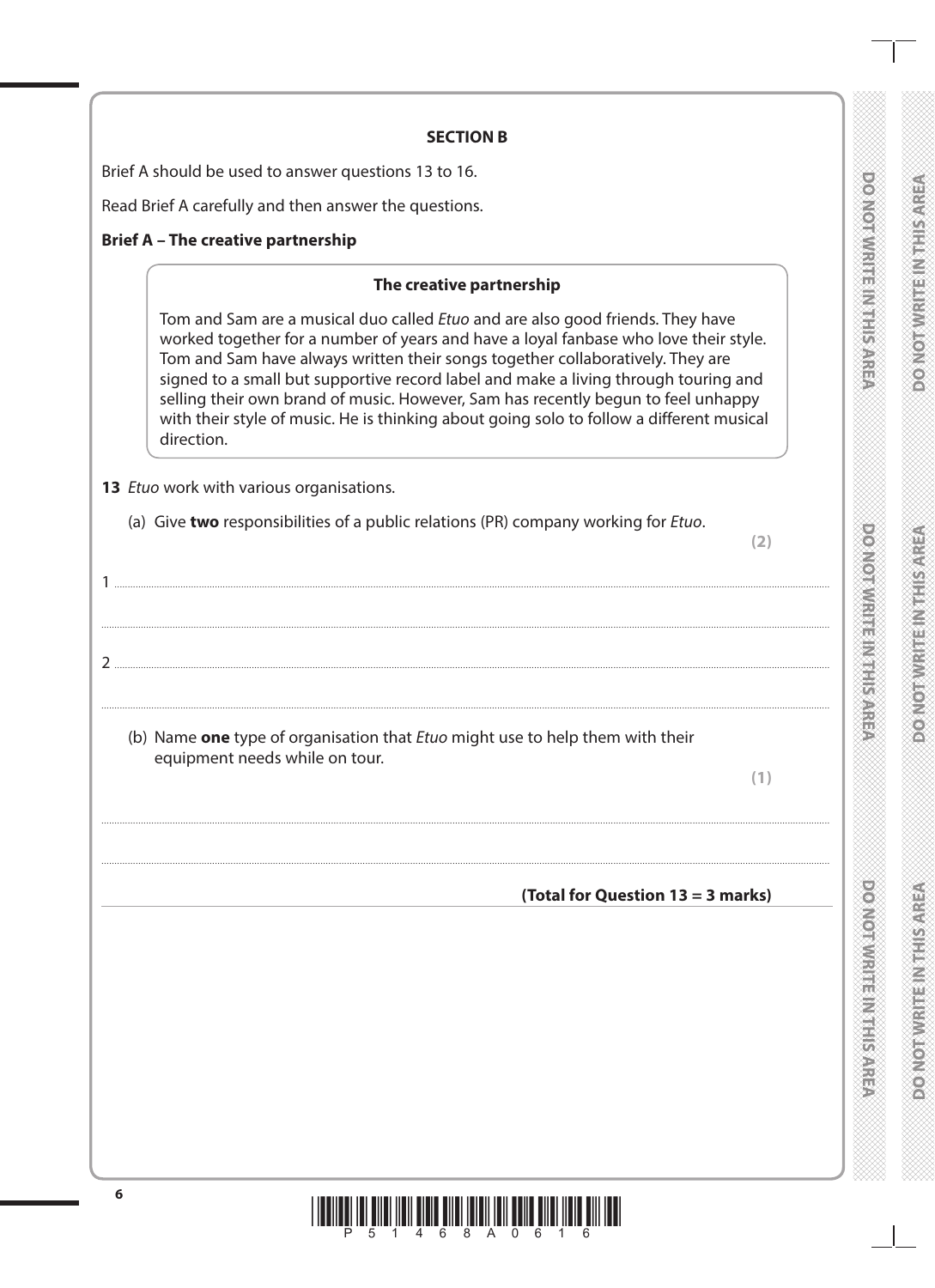**SECTION B**

Brief A should be used to answer questions 13 to 16.

Read Brief A carefully and then answer the questions.

**Brief A – The creative partnership**

> **The creative partnership**
>
> Tom and Sam are a musical duo called *Etuo* and are also good friends. They have worked together for a number of years and have a loyal fanbase who love their style. Tom and Sam have always written their songs together collaboratively. They are signed to a small but supportive record label and make a living through touring and selling their own brand of music. However, Sam has recently begun to feel unhappy with their style of music. He is thinking about going solo to follow a different musical direction.

**13** *Etuo* work with various organisations.

(a) Give **two** responsibilities of a public relations (PR) company working for *Etuo*.

**(2)**

1 ........................................................................................................................................................................

........................................................................................................................................................................

2 ........................................................................................................................................................................

........................................................................................................................................................................

(b) Name **one** type of organisation that *Etuo* might use to help them with their equipment needs while on tour.

**(1)**

........................................................................................................................................................................

........................................................................................................................................................................

**(Total for Question 13 = 3 marks)**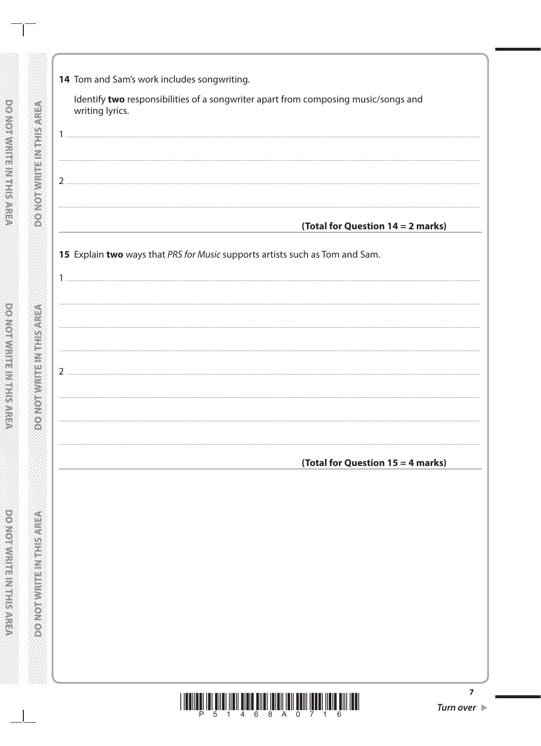**14** Tom and Sam's work includes songwriting.

Identify **two** responsibilities of a songwriter apart from composing music/songs and writing lyrics.

1 ..............................................................................................................................................

..............................................................................................................................................

2 ..............................................................................................................................................

..............................................................................................................................................

**(Total for Question 14 = 2 marks)**

**15** Explain **two** ways that *PRS for Music* supports artists such as Tom and Sam.

1 ..............................................................................................................................................

..............................................................................................................................................

..............................................................................................................................................

..............................................................................................................................................

2 ..............................................................................................................................................

..............................................................................................................................................

..............................................................................................................................................

..............................................................................................................................................

**(Total for Question 15 = 4 marks)**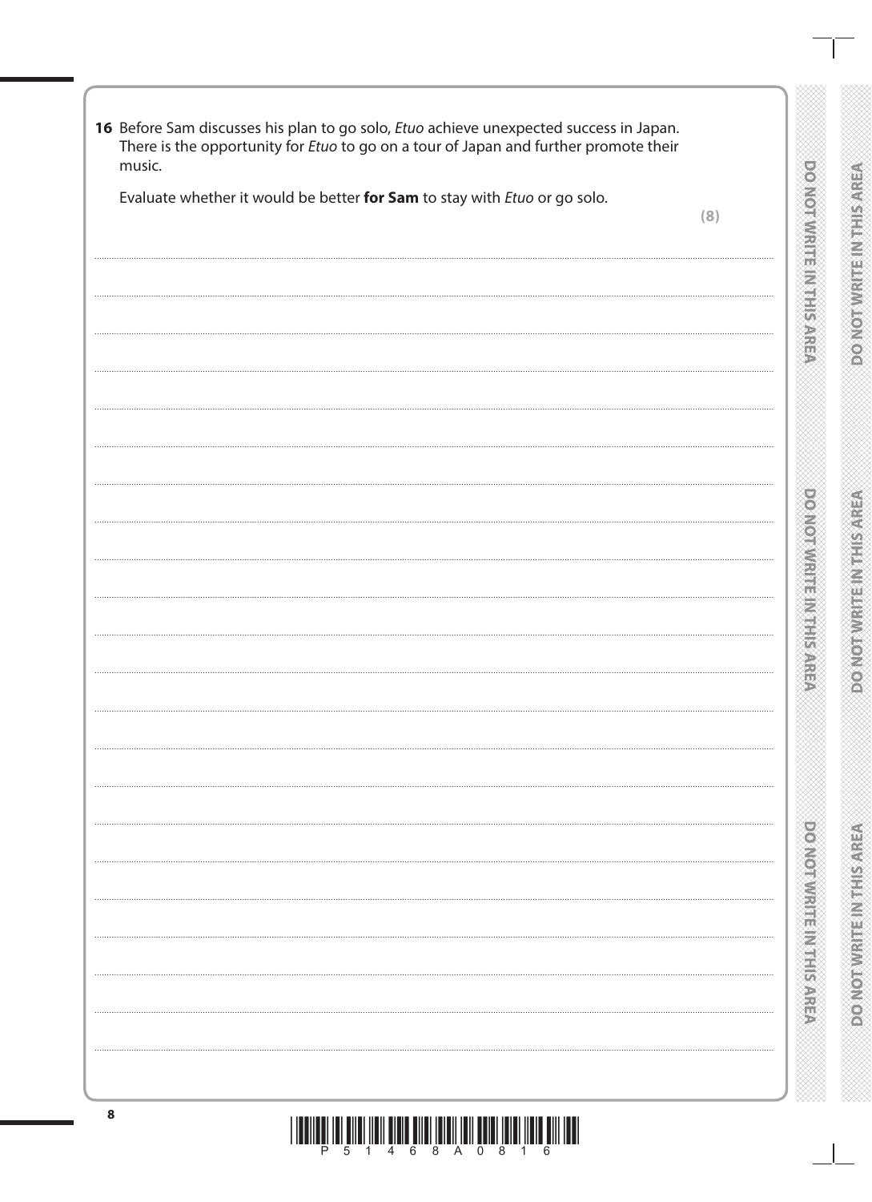16 Before Sam discusses his plan to go solo, *Etuo* achieve unexpected success in Japan. There is the opportunity for *Etuo* to go on a tour of Japan and further promote their music.

Evaluate whether it would be better **for Sam** to stay with *Etuo* or go solo.

**(8)**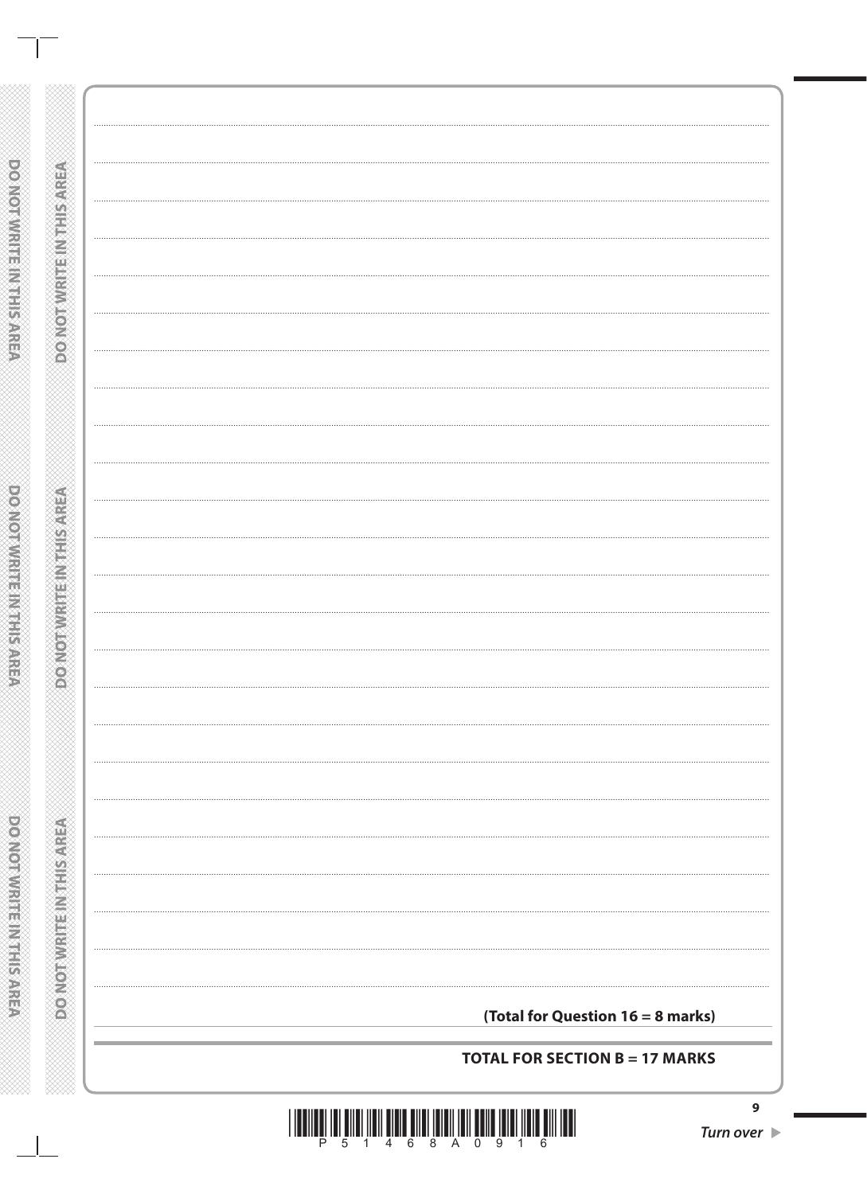**(Total for Question 16 = 8 marks)**

**TOTAL FOR SECTION B = 17 MARKS**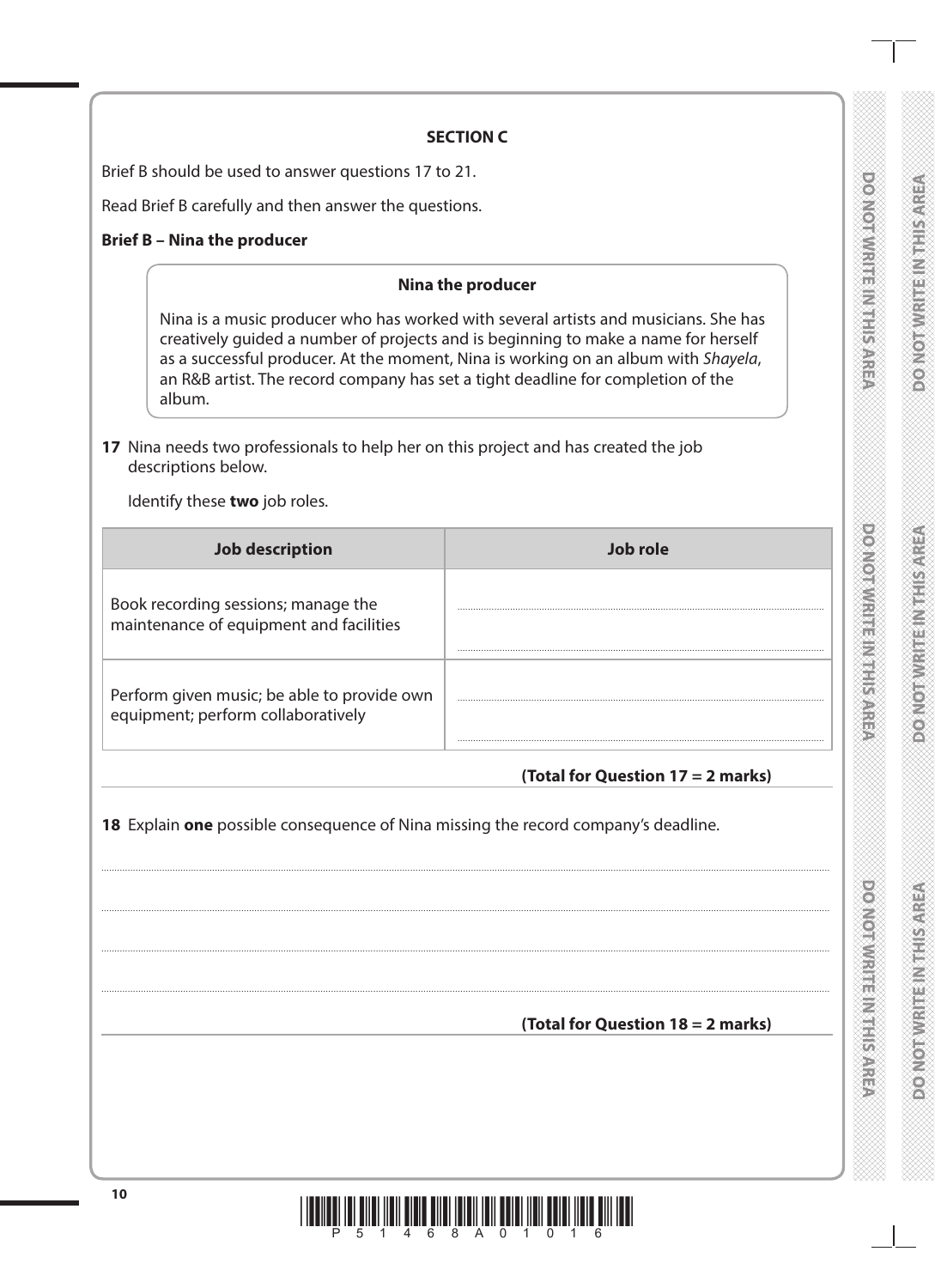**SECTION C**

Brief B should be used to answer questions 17 to 21.

Read Brief B carefully and then answer the questions.

**Brief B – Nina the producer**

> **Nina the producer**
>
> Nina is a music producer who has worked with several artists and musicians. She has creatively guided a number of projects and is beginning to make a name for herself as a successful producer. At the moment, Nina is working on an album with *Shayela*, an R&B artist. The record company has set a tight deadline for completion of the album.

**17** Nina needs two professionals to help her on this project and has created the job descriptions below.

Identify these **two** job roles.

| Job description | Job role |
|---|---|
| Book recording sessions; manage the maintenance of equipment and facilities | .................................................. |
| Perform given music; be able to provide own equipment; perform collaboratively | .................................................. |

**(Total for Question 17 = 2 marks)**

**18** Explain **one** possible consequence of Nina missing the record company's deadline.

..................................................................................................................................................

..................................................................................................................................................

..................................................................................................................................................

..................................................................................................................................................

**(Total for Question 18 = 2 marks)**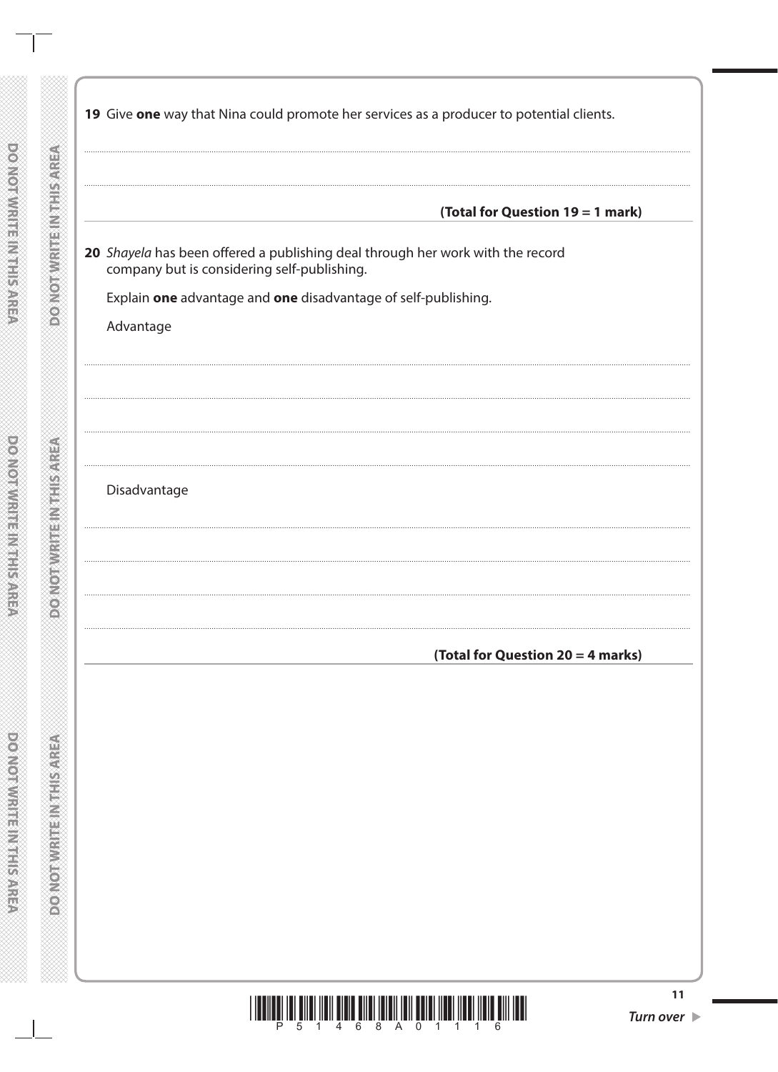**19** Give **one** way that Nina could promote her services as a producer to potential clients.

.......................................................................................................................................................................................................................

.......................................................................................................................................................................................................................

**(Total for Question 19 = 1 mark)**

**20** *Shayela* has been offered a publishing deal through her work with the record company but is considering self-publishing.

Explain **one** advantage and **one** disadvantage of self-publishing.

Advantage

.......................................................................................................................................................................................................................

.......................................................................................................................................................................................................................

.......................................................................................................................................................................................................................

.......................................................................................................................................................................................................................

Disadvantage

.......................................................................................................................................................................................................................

.......................................................................................................................................................................................................................

.......................................................................................................................................................................................................................

.......................................................................................................................................................................................................................

**(Total for Question 20 = 4 marks)**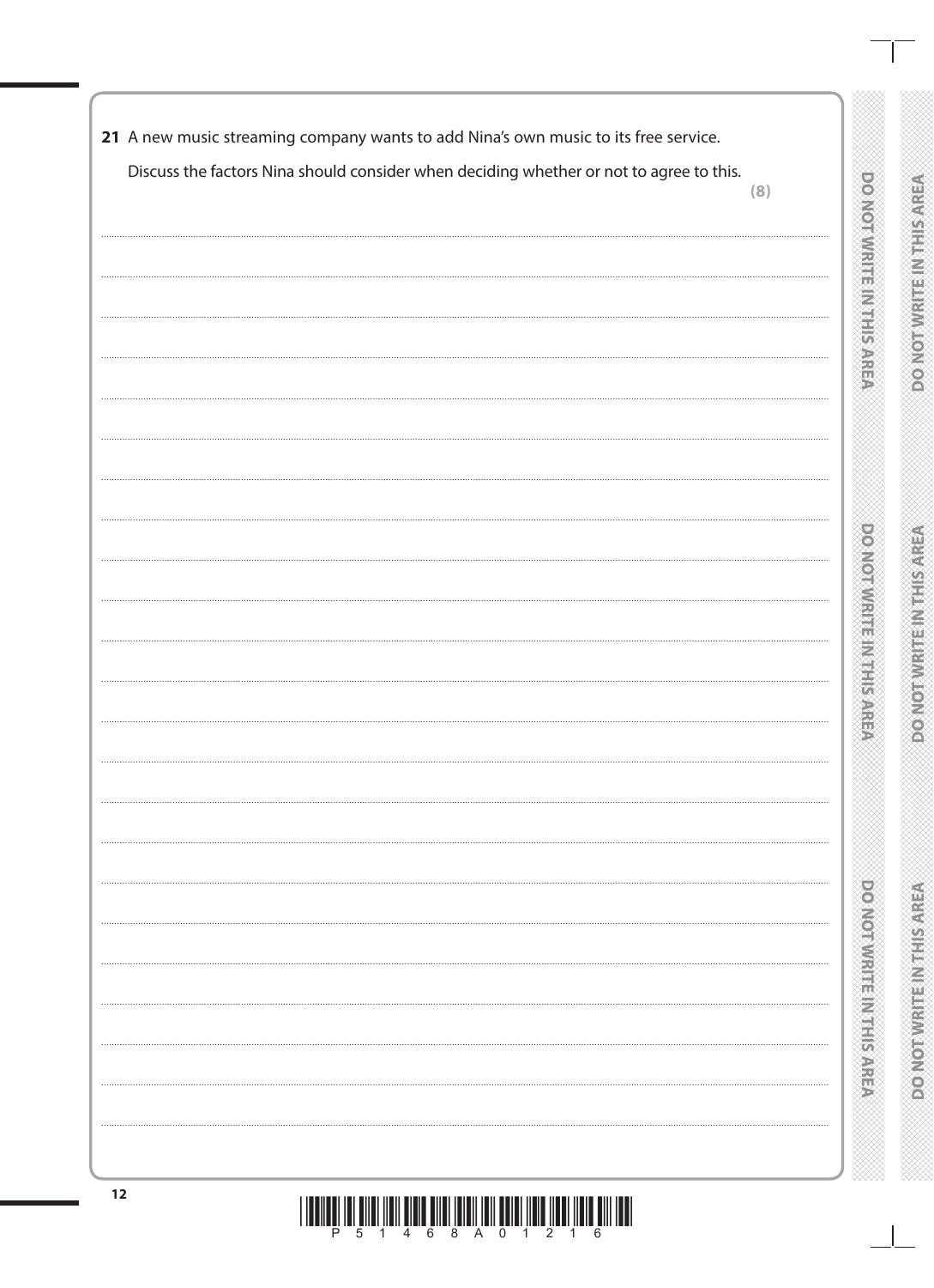**21** A new music streaming company wants to add Nina's own music to its free service.

Discuss the factors Nina should consider when deciding whether or not to agree to this.

**(8)**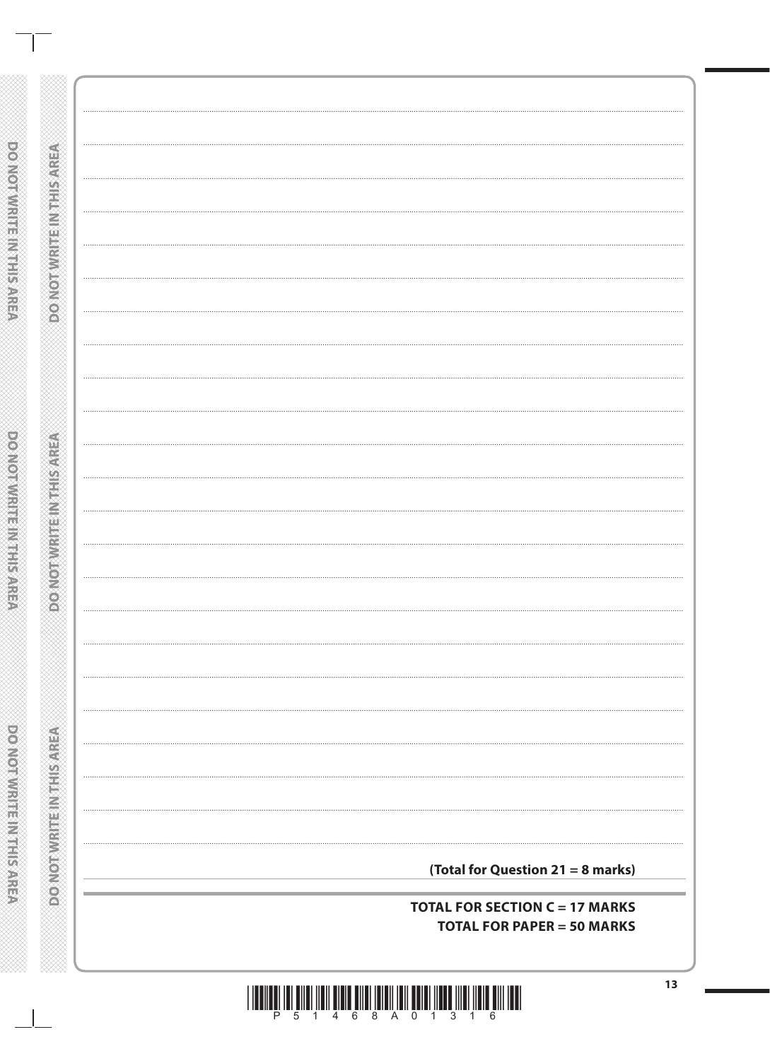**(Total for Question 21 = 8 marks)**

**TOTAL FOR SECTION C = 17 MARKS**

**TOTAL FOR PAPER = 50 MARKS**